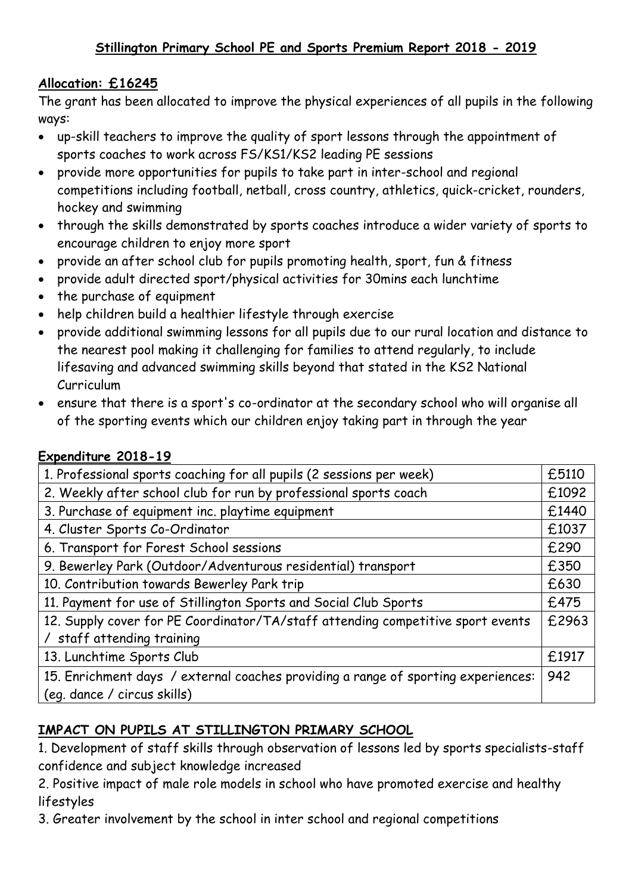# Stillington Primary School PE and Sports Premium Report 2018 - 2019

## Allocation: £16245

The grant has been allocated to improve the physical experiences of all pupils in the following ways:

- up-skill teachers to improve the quality of sport lessons through the appointment of sports coaches to work across FS/KS1/KS2 leading PE sessions
- provide more opportunities for pupils to take part in inter-school and regional competitions including football, netball, cross country, athletics, quick-cricket, rounders, hockey and swimming
- through the skills demonstrated by sports coaches introduce a wider variety of sports to encourage children to enjoy more sport
- provide an after school club for pupils promoting health, sport, fun & fitness
- provide adult directed sport/physical activities for 30mins each lunchtime
- the purchase of equipment
- help children build a healthier lifestyle through exercise
- provide additional swimming lessons for all pupils due to our rural location and distance to the nearest pool making it challenging for families to attend regularly, to include lifesaving and advanced swimming skills beyond that stated in the KS2 National Curriculum
- ensure that there is a sport's co-ordinator at the secondary school who will organise all of the sporting events which our children enjoy taking part in through the year

## Expenditure 2018-19

| | |
|---|---|
| 1. Professional sports coaching for all pupils (2 sessions per week) | £5110 |
| 2. Weekly after school club for run by professional sports coach | £1092 |
| 3. Purchase of equipment inc. playtime equipment | £1440 |
| 4. Cluster Sports Co-Ordinator | £1037 |
| 6. Transport for Forest School sessions | £290 |
| 9. Bewerley Park (Outdoor/Adventurous residential) transport | £350 |
| 10. Contribution towards Bewerley Park trip | £630 |
| 11. Payment for use of Stillington Sports and Social Club Sports | £475 |
| 12. Supply cover for PE Coordinator/TA/staff attending competitive sport events / staff attending training | £2963 |
| 13. Lunchtime Sports Club | £1917 |
| 15. Enrichment days / external coaches providing a range of sporting experiences: (eg. dance / circus skills) | 942 |

## IMPACT ON PUPILS AT STILLINGTON PRIMARY SCHOOL

1. Development of staff skills through observation of lessons led by sports specialists-staff confidence and subject knowledge increased
2. Positive impact of male role models in school who have promoted exercise and healthy lifestyles
3. Greater involvement by the school in inter school and regional competitions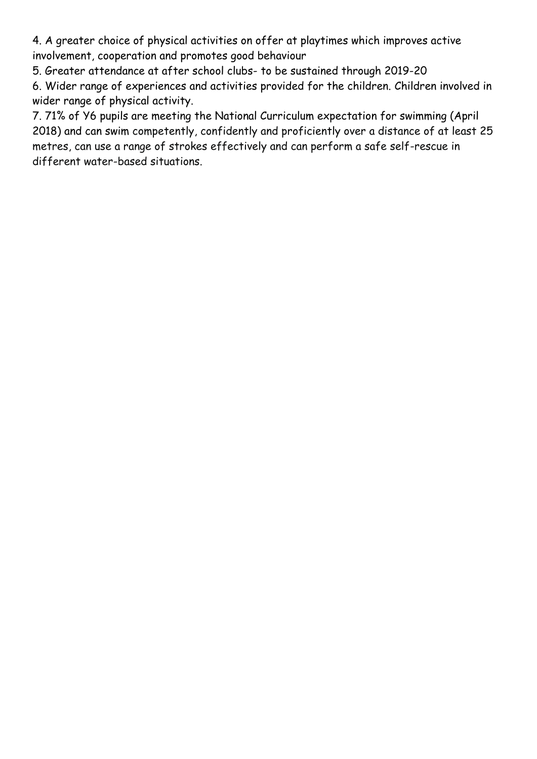4. A greater choice of physical activities on offer at playtimes which improves active involvement, cooperation and promotes good behaviour
5. Greater attendance at after school clubs- to be sustained through 2019-20
6. Wider range of experiences and activities provided for the children. Children involved in wider range of physical activity.
7. 71% of Y6 pupils are meeting the National Curriculum expectation for swimming (April 2018) and can swim competently, confidently and proficiently over a distance of at least 25 metres, can use a range of strokes effectively and can perform a safe self-rescue in different water-based situations.